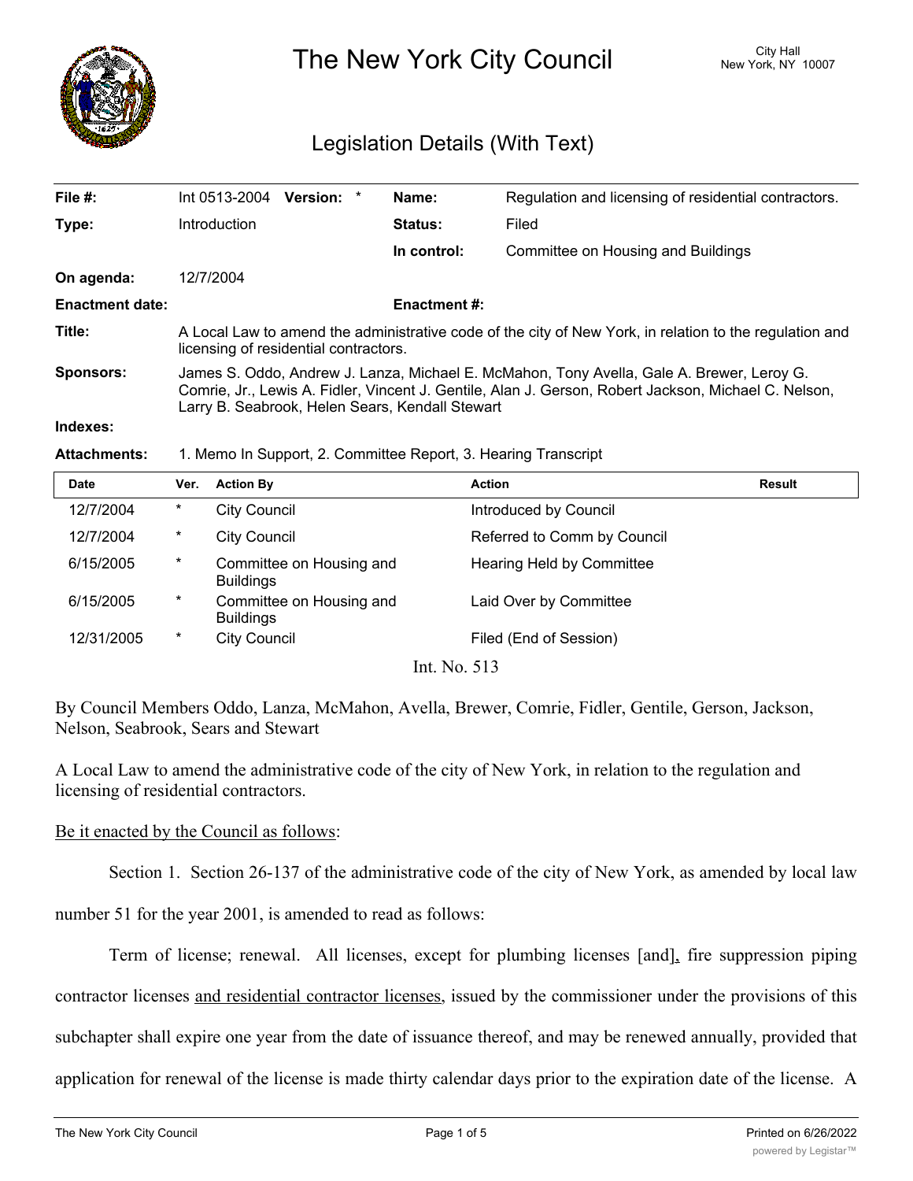# The New York City Council

City Hall
New York, NY 10007

## Legislation Details (With Text)

| | | | | |
|---|---|---|---|---|
| **File #:** | Int 0513-2004 **Version:** * | | **Name:** | Regulation and licensing of residential contractors. |
| **Type:** | Introduction | | **Status:** | Filed |
| | | | **In control:** | Committee on Housing and Buildings |
| **On agenda:** | 12/7/2004 | | | |
| **Enactment date:** | | | **Enactment #:** | |

**Title:** A Local Law to amend the administrative code of the city of New York, in relation to the regulation and licensing of residential contractors.

**Sponsors:** James S. Oddo, Andrew J. Lanza, Michael E. McMahon, Tony Avella, Gale A. Brewer, Leroy G. Comrie, Jr., Lewis A. Fidler, Vincent J. Gentile, Alan J. Gerson, Robert Jackson, Michael C. Nelson, Larry B. Seabrook, Helen Sears, Kendall Stewart

**Indexes:**

**Attachments:** 1. Memo In Support, 2. Committee Report, 3. Hearing Transcript

| Date | Ver. | Action By | Action | Result |
|---|---|---|---|---|
| 12/7/2004 | * | City Council | Introduced by Council | |
| 12/7/2004 | * | City Council | Referred to Comm by Council | |
| 6/15/2005 | * | Committee on Housing and Buildings | Hearing Held by Committee | |
| 6/15/2005 | * | Committee on Housing and Buildings | Laid Over by Committee | |
| 12/31/2005 | * | City Council | Filed (End of Session) | |

Int. No. 513

By Council Members Oddo, Lanza, McMahon, Avella, Brewer, Comrie, Fidler, Gentile, Gerson, Jackson, Nelson, Seabrook, Sears and Stewart

A Local Law to amend the administrative code of the city of New York, in relation to the regulation and licensing of residential contractors.

Be it enacted by the Council as follows:

Section 1. Section 26-137 of the administrative code of the city of New York, as amended by local law number 51 for the year 2001, is amended to read as follows:

Term of license; renewal. All licenses, except for plumbing licenses [and], fire suppression piping contractor licenses and residential contractor licenses, issued by the commissioner under the provisions of this subchapter shall expire one year from the date of issuance thereof, and may be renewed annually, provided that application for renewal of the license is made thirty calendar days prior to the expiration date of the license. A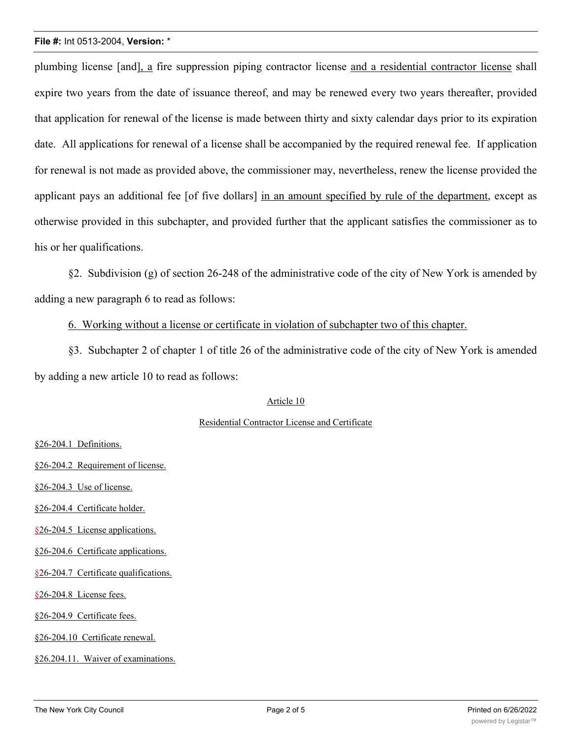plumbing license [and], a fire suppression piping contractor license and a residential contractor license shall expire two years from the date of issuance thereof, and may be renewed every two years thereafter, provided that application for renewal of the license is made between thirty and sixty calendar days prior to its expiration date. All applications for renewal of a license shall be accompanied by the required renewal fee. If application for renewal is not made as provided above, the commissioner may, nevertheless, renew the license provided the applicant pays an additional fee [of five dollars] in an amount specified by rule of the department, except as otherwise provided in this subchapter, and provided further that the applicant satisfies the commissioner as to his or her qualifications.

§2. Subdivision (g) of section 26-248 of the administrative code of the city of New York is amended by adding a new paragraph 6 to read as follows:

6. Working without a license or certificate in violation of subchapter two of this chapter.

§3. Subchapter 2 of chapter 1 of title 26 of the administrative code of the city of New York is amended by adding a new article 10 to read as follows:

Article 10

Residential Contractor License and Certificate

§26-204.1 Definitions.

§26-204.2 Requirement of license.

§26-204.3 Use of license.

§26-204.4 Certificate holder.

§26-204.5 License applications.

§26-204.6 Certificate applications.

§26-204.7 Certificate qualifications.

§26-204.8 License fees.

§26-204.9 Certificate fees.

§26-204.10 Certificate renewal.

§26.204.11. Waiver of examinations.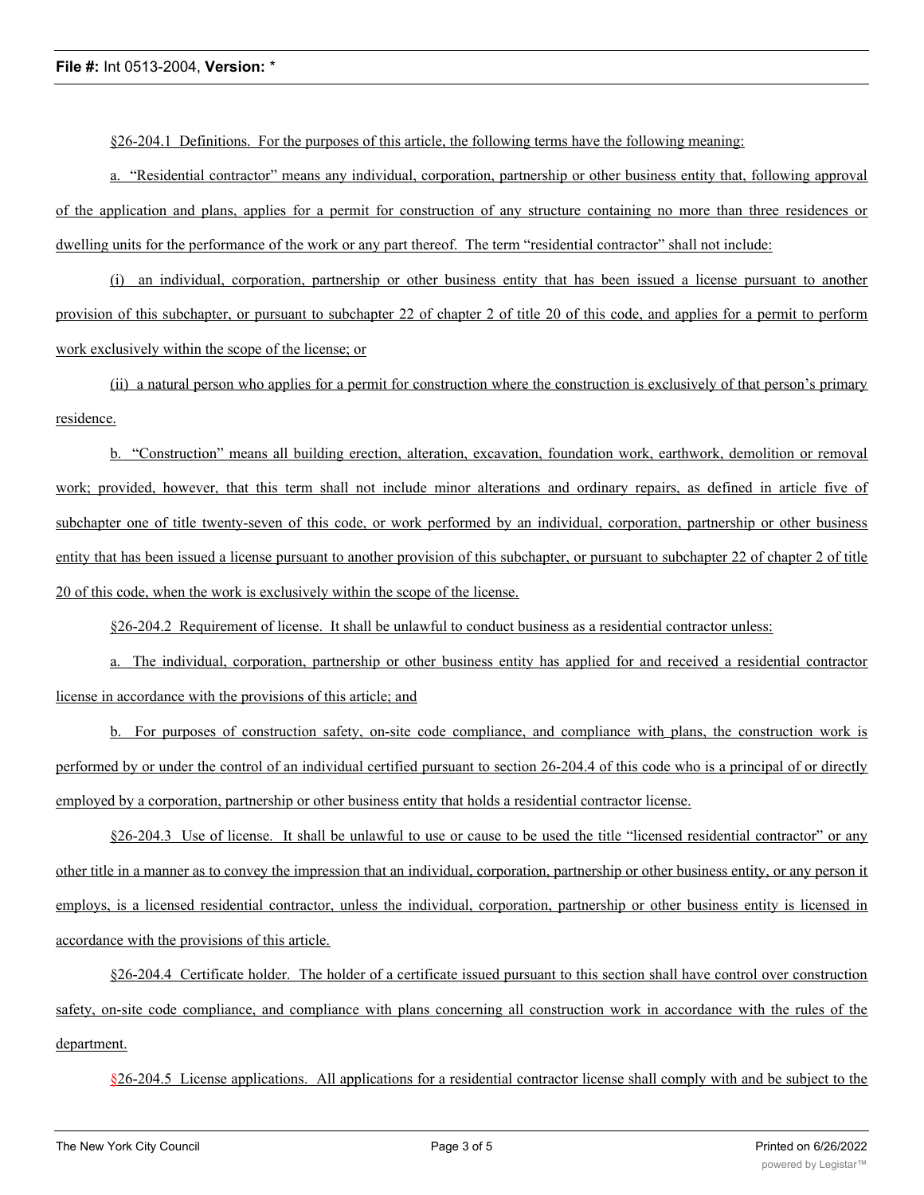§26-204.1 Definitions. For the purposes of this article, the following terms have the following meaning:

a. "Residential contractor" means any individual, corporation, partnership or other business entity that, following approval of the application and plans, applies for a permit for construction of any structure containing no more than three residences or dwelling units for the performance of the work or any part thereof. The term "residential contractor" shall not include:

(i) an individual, corporation, partnership or other business entity that has been issued a license pursuant to another provision of this subchapter, or pursuant to subchapter 22 of chapter 2 of title 20 of this code, and applies for a permit to perform work exclusively within the scope of the license; or

(ii) a natural person who applies for a permit for construction where the construction is exclusively of that person's primary residence.

b. "Construction" means all building erection, alteration, excavation, foundation work, earthwork, demolition or removal work; provided, however, that this term shall not include minor alterations and ordinary repairs, as defined in article five of subchapter one of title twenty-seven of this code, or work performed by an individual, corporation, partnership or other business entity that has been issued a license pursuant to another provision of this subchapter, or pursuant to subchapter 22 of chapter 2 of title 20 of this code, when the work is exclusively within the scope of the license.

§26-204.2 Requirement of license. It shall be unlawful to conduct business as a residential contractor unless:

a. The individual, corporation, partnership or other business entity has applied for and received a residential contractor license in accordance with the provisions of this article; and

b. For purposes of construction safety, on-site code compliance, and compliance with plans, the construction work is performed by or under the control of an individual certified pursuant to section 26-204.4 of this code who is a principal of or directly employed by a corporation, partnership or other business entity that holds a residential contractor license.

§26-204.3 Use of license. It shall be unlawful to use or cause to be used the title "licensed residential contractor" or any other title in a manner as to convey the impression that an individual, corporation, partnership or other business entity, or any person it employs, is a licensed residential contractor, unless the individual, corporation, partnership or other business entity is licensed in accordance with the provisions of this article.

§26-204.4 Certificate holder. The holder of a certificate issued pursuant to this section shall have control over construction safety, on-site code compliance, and compliance with plans concerning all construction work in accordance with the rules of the department.

§26-204.5 License applications. All applications for a residential contractor license shall comply with and be subject to the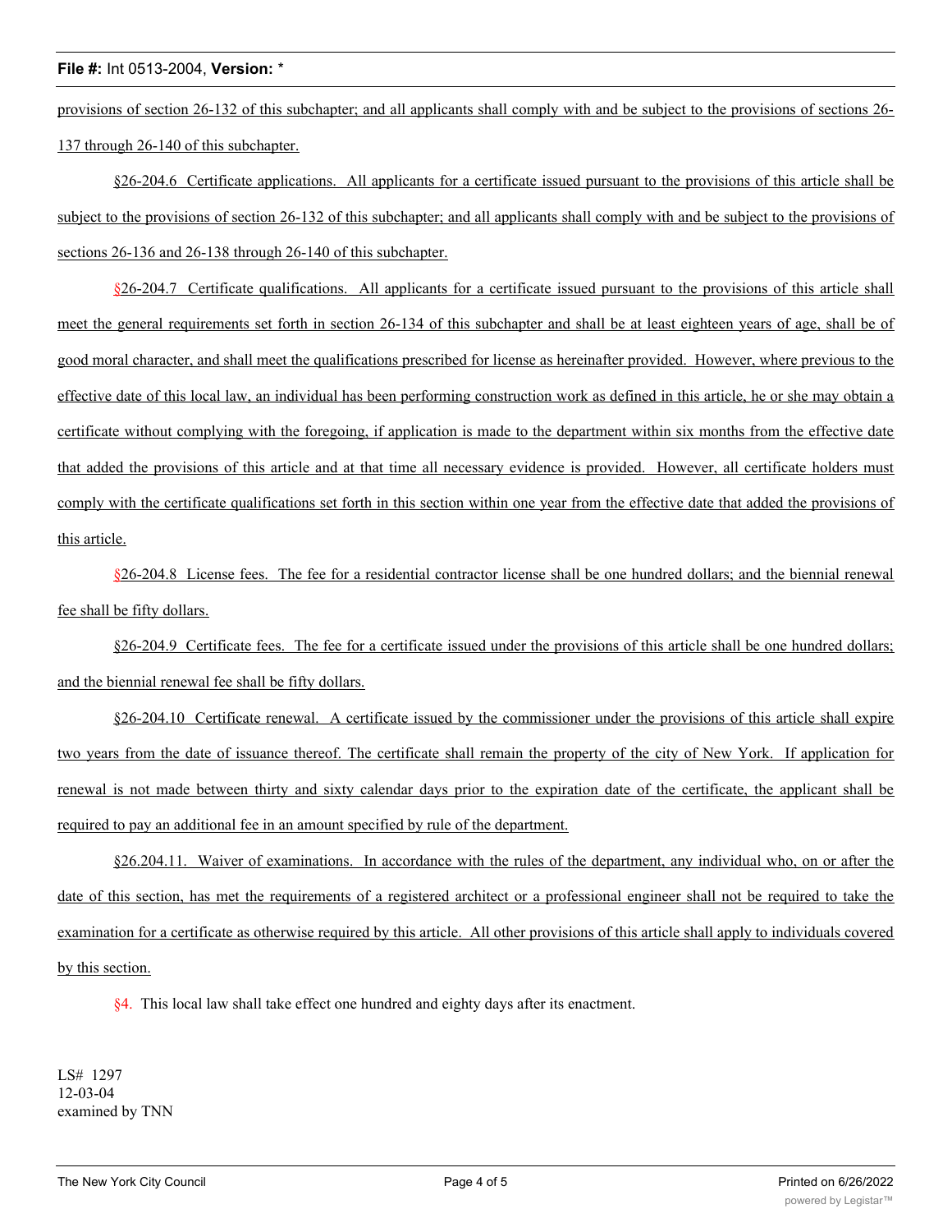provisions of section 26-132 of this subchapter; and all applicants shall comply with and be subject to the provisions of sections 26-137 through 26-140 of this subchapter.

§26-204.6 Certificate applications. All applicants for a certificate issued pursuant to the provisions of this article shall be subject to the provisions of section 26-132 of this subchapter; and all applicants shall comply with and be subject to the provisions of sections 26-136 and 26-138 through 26-140 of this subchapter.

§26-204.7 Certificate qualifications. All applicants for a certificate issued pursuant to the provisions of this article shall meet the general requirements set forth in section 26-134 of this subchapter and shall be at least eighteen years of age, shall be of good moral character, and shall meet the qualifications prescribed for license as hereinafter provided. However, where previous to the effective date of this local law, an individual has been performing construction work as defined in this article, he or she may obtain a certificate without complying with the foregoing, if application is made to the department within six months from the effective date that added the provisions of this article and at that time all necessary evidence is provided. However, all certificate holders must comply with the certificate qualifications set forth in this section within one year from the effective date that added the provisions of this article.

§26-204.8 License fees. The fee for a residential contractor license shall be one hundred dollars; and the biennial renewal fee shall be fifty dollars.

§26-204.9 Certificate fees. The fee for a certificate issued under the provisions of this article shall be one hundred dollars; and the biennial renewal fee shall be fifty dollars.

§26-204.10 Certificate renewal. A certificate issued by the commissioner under the provisions of this article shall expire two years from the date of issuance thereof. The certificate shall remain the property of the city of New York. If application for renewal is not made between thirty and sixty calendar days prior to the expiration date of the certificate, the applicant shall be required to pay an additional fee in an amount specified by rule of the department.

§26.204.11. Waiver of examinations. In accordance with the rules of the department, any individual who, on or after the date of this section, has met the requirements of a registered architect or a professional engineer shall not be required to take the examination for a certificate as otherwise required by this article. All other provisions of this article shall apply to individuals covered by this section.

§4. This local law shall take effect one hundred and eighty days after its enactment.

LS# 1297
12-03-04
examined by TNN